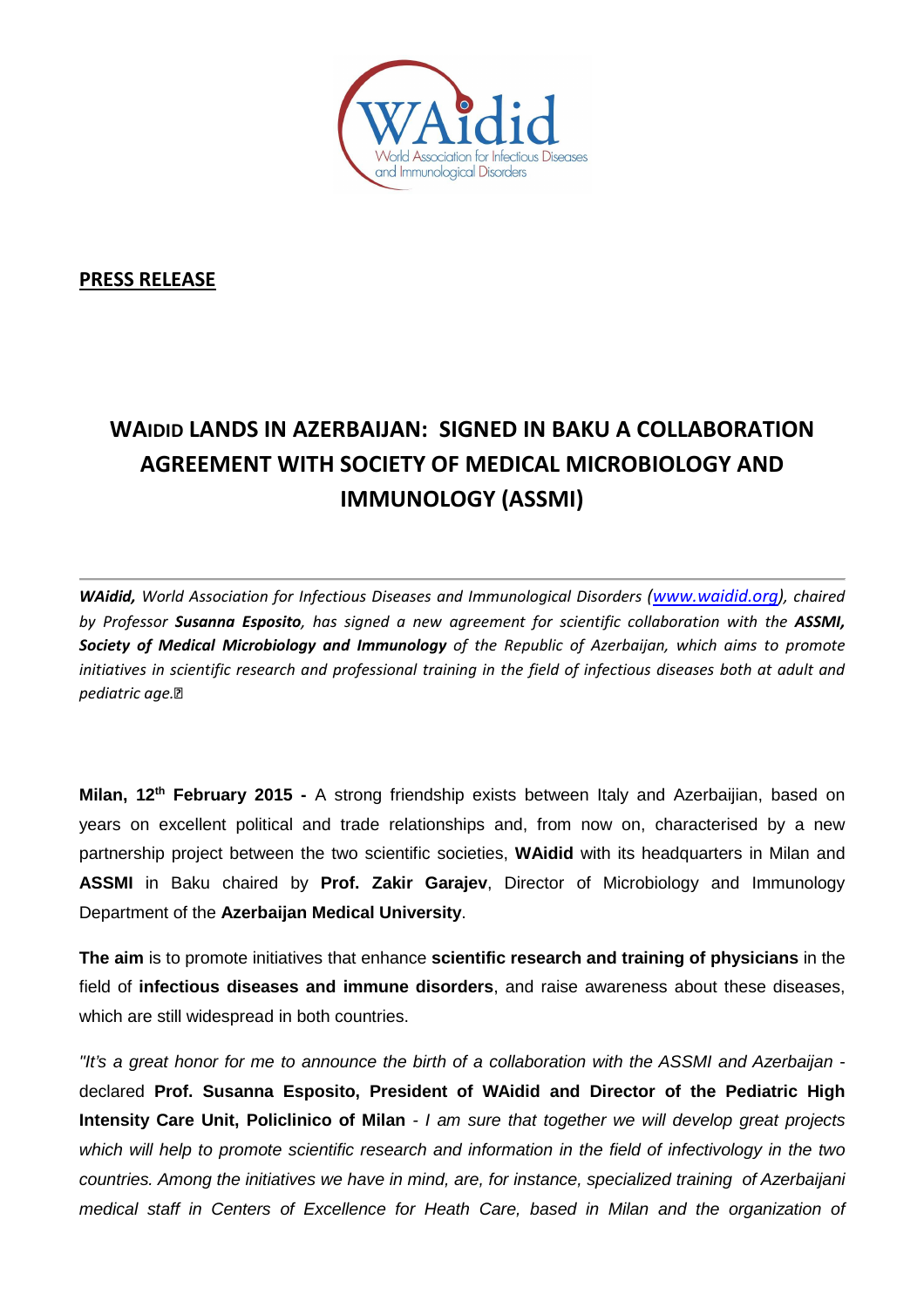**PRESS RELEASE**

# WAIDID LANDS IN AZERBAIJAN: SIGNED IN BAKU A COLLABORATION AGREEMENT WITH SOCIETY OF MEDICAL MICROBIOLOGY AND IMMUNOLOGY (ASSMI)

***WAidid,** World Association for Infectious Diseases and Immunological Disorders (www.waidid.org), chaired by Professor **Susanna Esposito**, has signed a new agreement for scientific collaboration with the **ASSMI, Society of Medical Microbiology and Immunology** of the Republic of Azerbaijan, which aims to promote initiatives in scientific research and professional training in the field of infectious diseases both at adult and pediatric age.*

**Milan, 12th February 2015 -** A strong friendship exists between Italy and Azerbaijian, based on years on excellent political and trade relationships and, from now on, characterised by a new partnership project between the two scientific societies, **WAidid** with its headquarters in Milan and **ASSMI** in Baku chaired by **Prof. Zakir Garajev**, Director of Microbiology and Immunology Department of the **Azerbaijan Medical University**.

**The aim** is to promote initiatives that enhance **scientific research and training of physicians** in the field of **infectious diseases and immune disorders**, and raise awareness about these diseases, which are still widespread in both countries.

*"It's a great honor for me to announce the birth of a collaboration with the ASSMI and Azerbaijan -* declared **Prof. Susanna Esposito, President of WAidid and Director of the Pediatric High Intensity Care Unit, Policlinico of Milan** - *I am sure that together we will develop great projects which will help to promote scientific research and information in the field of infectivology in the two countries. Among the initiatives we have in mind, are, for instance, specialized training of Azerbaijani medical staff in Centers of Excellence for Heath Care, based in Milan and the organization of*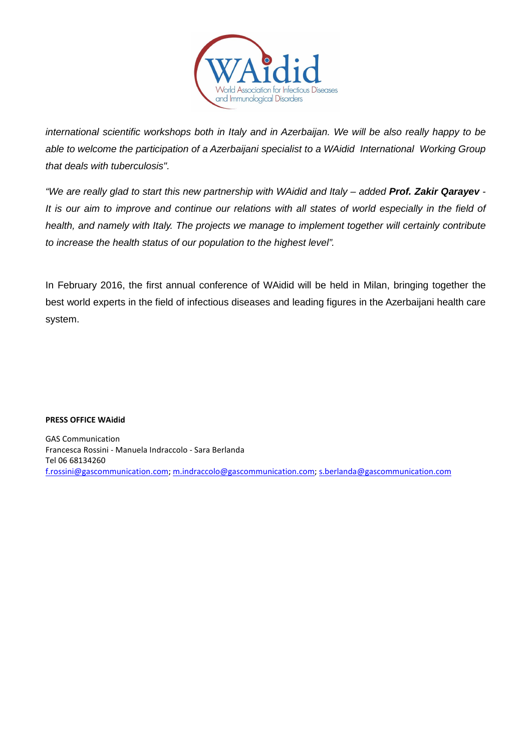*international scientific workshops both in Italy and in Azerbaijan. We will be also really happy to be able to welcome the participation of a Azerbaijani specialist to a WAidid International Working Group that deals with tuberculosis".*

*"We are really glad to start this new partnership with WAidid and Italy – added* ***Prof. Zakir Qarayev*** *- It is our aim to improve and continue our relations with all states of world especially in the field of health, and namely with Italy. The projects we manage to implement together will certainly contribute to increase the health status of our population to the highest level".*

In February 2016, the first annual conference of WAidid will be held in Milan, bringing together the best world experts in the field of infectious diseases and leading figures in the Azerbaijani health care system.

**PRESS OFFICE WAidid**

GAS Communication
Francesca Rossini - Manuela Indraccolo - Sara Berlanda
Tel 06 68134260
f.rossini@gascommunication.com; m.indraccolo@gascommunication.com; s.berlanda@gascommunication.com